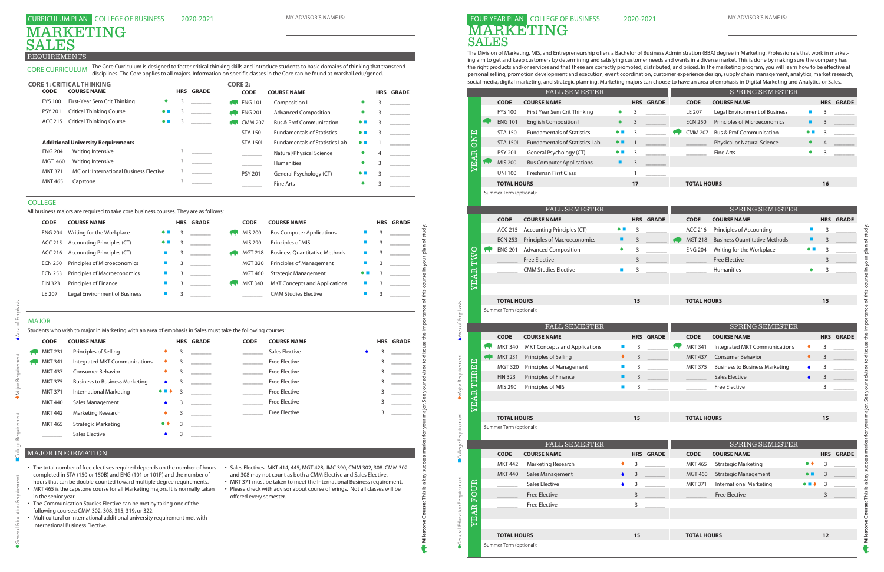# CURRICULUM PLAN — COLLEGE OF BUSINESS — 2020-2021

# MARKETING SALES

MY ADVISOR'S NAME IS: ______________________

## REQUIREMENTS

### CORE CURRICULUM

The Core Curriculum is designed to foster critical thinking skills and introduce students to basic domains of thinking that transcend disciplines. The Core applies to all majors. Information on specific classes in the Core can be found at marshall.edu/gened.

#### CORE 1: CRITICAL THINKING

| CODE | COURSE NAME | | HRS | GRADE |
|---|---|---|---|---|
| FYS 100 | First-Year Sem Crit Thinking | ● | 3 | ____ |
| PSY 201 | Critical Thinking Course | ● ■ | 3 | ____ |
| ACC 215 | Critical Thinking Course | ● ■ | 3 | ____ |

**Additional University Requirements**

| CODE | COURSE NAME | HRS | GRADE |
|---|---|---|---|
| ENG 204 | Writing Intensive | 3 | ____ |
| MGT 460 | Writing Intensive | 3 | ____ |
| MKT 371 | MC or I: International Business Elective | 3 | ____ |
| MKT 465 | Capstone | 3 | ____ |

#### CORE 2:

| CODE | COURSE NAME | | HRS | GRADE |
|---|---|---|---|---|
| ENG 101 (Milestone) | Composition I | ● | 3 | ____ |
| ENG 201 (Milestone) | Advanced Composition | ● | 3 | ____ |
| CMM 207 (Milestone) | Bus & Prof Communication | ● ■ | 3 | ____ |
| STA 150 | Fundamentals of Statistics | ● ■ | 3 | ____ |
| STA 150L | Fundamentals of Statistics Lab | ● ■ | 1 | ____ |
| ______ | Natural/Physical Science | ● | 4 | ____ |
| ______ | Humanities | ● | 3 | ____ |
| PSY 201 | General Psychology (CT) | ● ■ | 3 | ____ |
| ______ | Fine Arts | ● | 3 | ____ |

### COLLEGE

All business majors are required to take core business courses. They are as follows:

| CODE | COURSE NAME | | HRS | GRADE |
|---|---|---|---|---|
| ENG 204 | Writing for the Workplace | ● ■ | 3 | ____ |
| ACC 215 | Accounting Principles (CT) | ● ■ | 3 | ____ |
| ACC 216 | Accounting Principles (CT) | ■ | 3 | ____ |
| ECN 250 | Principles of Microeconomics | ■ | 3 | ____ |
| ECN 253 | Principles of Macroeconomics | ■ | 3 | ____ |
| FIN 323 | Principles of Finance | ■ | 3 | ____ |
| LE 207 | Legal Environment of Business | ■ | 3 | ____ |
| MIS 200 (Milestone) | Bus Computer Applications | ■ | 3 | ____ |
| MIS 290 | Principles of MIS | ■ | 3 | ____ |
| MGT 218 (Milestone) | Business Quantitative Methods | ■ | 3 | ____ |
| MGT 320 | Principles of Management | ■ | 3 | ____ |
| MGT 460 | Strategic Management | ● ■ | 3 | ____ |
| MKT 340 (Milestone) | MKT Concepts and Applications | ■ | 3 | ____ |
| ______ | CMM Studies Elective | ■ | 3 | ____ |

### MAJOR

Students who wish to major in Marketing with an area of emphasis in Sales must take the following courses:

| CODE | COURSE NAME | | HRS | GRADE |
|---|---|---|---|---|
| MKT 231 (Milestone) | Principles of Selling | ♦ | 3 | ____ |
| MKT 341 (Milestone) | Integrated MKT Communications | ♦ | 3 | ____ |
| MKT 437 | Consumer Behavior | ♦ | 3 | ____ |
| MKT 375 | Business to Business Marketing | ♦ (Area of Emphasis) | 3 | ____ |
| MKT 371 | International Marketing | ● ■ ♦ | 3 | ____ |
| MKT 440 | Sales Management | ♦ (Area of Emphasis) | 3 | ____ |
| MKT 442 | Marketing Research | ♦ | 3 | ____ |
| MKT 465 | Strategic Marketing | ● ♦ | 3 | ____ |
| ______ | Sales Elective | ♦ (Area of Emphasis) | 3 | ____ |
| ______ | Sales Elective | ♦ (Area of Emphasis) | 3 | ____ |
| ______ | Free Elective | | 3 | ____ |
| ______ | Free Elective | | 3 | ____ |
| ______ | Free Elective | | 3 | ____ |
| ______ | Free Elective | | 3 | ____ |
| ______ | Free Elective | | 3 | ____ |
| ______ | Free Elective | | 3 | ____ |

### MAJOR INFORMATION

- The total number of free electives required depends on the number of hours completed in STA (150 or 150B) and ENG (101 or 101P) and the number of hours that can be double-counted toward multiple degree requirements.
- MKT 465 is the capstone course for all Marketing majors. It is normally taken in the senior year.
- The Communication Studies Elective can be met by taking one of the following courses: CMM 302, 308, 315, 319, or 322.
- Multicultural or International additional university requirement met with International Business Elective.
- Sales Electives- MKT 414, 445, MGT 428, JMC 390, CMM 302, 308. CMM 302 and 308 may not count as both a CMM Elective and Sales Elective.
- MKT 371 must be taken to meet the International Business requirement.
- Please check with advisor about course offerings. Not all classes will be offered every semester.

Legend: ● General Education Requirement; ■ College Requirement; ♦ Major Requirement; ♦ (blue) Area of Emphasis

**Milestone Course:** This is a key success marker for your major. See your advisor to discuss the importance of this course in your plan of study.

# FOUR YEAR PLAN — COLLEGE OF BUSINESS — 2020-2021

# MARKETING SALES

MY ADVISOR'S NAME IS: ______________________

The Division of Marketing, MIS, and Entrepreneurship offers a Bachelor of Business Administration (BBA) degree in Marketing. Professionals that work in marketing aim to get and keep customers by determining and satisfying customer needs and wants in a diverse market. This is done by making sure the company has the right products and/or services and that these are correctly promoted, distributed, and priced. In the marketing program, you will learn how to be effective at personal selling, promotion development and execution, event coordination, customer experience design, supply chain management, analytics, market research, social media, digital marketing, and strategic planning. Marketing majors can choose to have an area of emphasis in Digital Marketing and Analytics or Sales.

## YEAR ONE

| FALL CODE | COURSE NAME | | HRS | GRADE | SPRING CODE | COURSE NAME | | HRS | GRADE |
|---|---|---|---|---|---|---|---|---|---|
| FYS 100 | First Year Sem Crit Thinking | ● | 3 | | LE 207 | Legal Environment of Business | ■ | 3 | |
| ENG 101 (Milestone) | English Composition I | ● | 3 | | ECN 250 | Principles of Microeconomics | ■ | 3 | |
| STA 150 | Fundamentals of Statistics | ● ■ | 3 | | CMM 207 (Milestone) | Bus & Prof Communication | ● ■ | 3 | |
| STA 150L | Fundamentals of Statistics Lab | ● ■ | 1 | | ______ | Physical or Natural Science | ● | 4 | |
| PSY 201 | General Psychology (CT) | ● ■ | 3 | | ______ | Fine Arts | ● | 3 | |
| MIS 200 (Milestone) | Bus Computer Applications | ■ | 3 | | | | | | |
| UNI 100 | Freshman First Class | | 1 | | | | | | |
| **TOTAL HOURS** | | | **17** | | **TOTAL HOURS** | | | **16** | |

Summer Term (optional):

## YEAR TWO

| FALL CODE | COURSE NAME | | HRS | GRADE | SPRING CODE | COURSE NAME | | HRS | GRADE |
|---|---|---|---|---|---|---|---|---|---|
| ACC 215 | Accounting Principles (CT) | ● ■ | 3 | | ACC 216 | Principles of Accounting | ■ | 3 | |
| ECN 253 | Principles of Macroeconomics | ■ | 3 | | MGT 218 (Milestone) | Business Quantitative Methods | ■ | 3 | |
| ENG 201 (Milestone) | Advanced Composition | ● | 3 | | ENG 204 | Writing for the Workplace | ● ■ | 3 | |
| ______ | Free Elective | | 3 | | ______ | Free Elective | | 3 | |
| ______ | CMM Studies Elective | ■ | 3 | | ______ | Humanities | ● | 3 | |
| **TOTAL HOURS** | | | **15** | | **TOTAL HOURS** | | | **15** | |

Summer Term (optional):

## YEAR THREE

| FALL CODE | COURSE NAME | | HRS | GRADE | SPRING CODE | COURSE NAME | | HRS | GRADE |
|---|---|---|---|---|---|---|---|---|---|
| MKT 340 (Milestone) | MKT Concepts and Applications | ■ | 3 | | MKT 341 (Milestone) | Integrated MKT Communications | ♦ | 3 | |
| MKT 231 (Milestone) | Principles of Selling | ♦ | 3 | | MKT 437 | Consumer Behavior | ♦ | 3 | |
| MGT 320 | Principles of Management | ■ | 3 | | MKT 375 | Business to Business Marketing | ♦ (Area of Emphasis) | 3 | |
| FIN 323 | Principles of Finance | ■ | 3 | | ______ | Sales Elective | ♦ (Area of Emphasis) | 3 | |
| MIS 290 | Principles of MIS | ■ | 3 | | ______ | Free Elective | | 3 | |
| **TOTAL HOURS** | | | **15** | | **TOTAL HOURS** | | | **15** | |

Summer Term (optional):

## YEAR FOUR

| FALL CODE | COURSE NAME | | HRS | GRADE | SPRING CODE | COURSE NAME | | HRS | GRADE |
|---|---|---|---|---|---|---|---|---|---|
| MKT 442 | Marketing Research | ♦ | 3 | | MKT 465 | Strategic Marketing | ● ♦ | 3 | |
| MKT 440 | Sales Management | ♦ (Area of Emphasis) | 3 | | MGT 460 | Strategic Management | ● ■ | 3 | |
| ______ | Sales Elective | ♦ (Area of Emphasis) | 3 | | MKT 371 | International Marketing | ● ■ ♦ | 3 | |
| ______ | Free Elective | | 3 | | ______ | Free Elective | | 3 | |
| ______ | Free Elective | | 3 | | | | | | |
| **TOTAL HOURS** | | | **15** | | **TOTAL HOURS** | | | **12** | |

Summer Term (optional):

Legend: ● General Education Requirement; ■ College Requirement; ♦ Major Requirement; ♦ (blue) Area of Emphasis

**Milestone Course:** This is a key success marker for your major. See your advisor to discuss the importance of this course in your plan of study.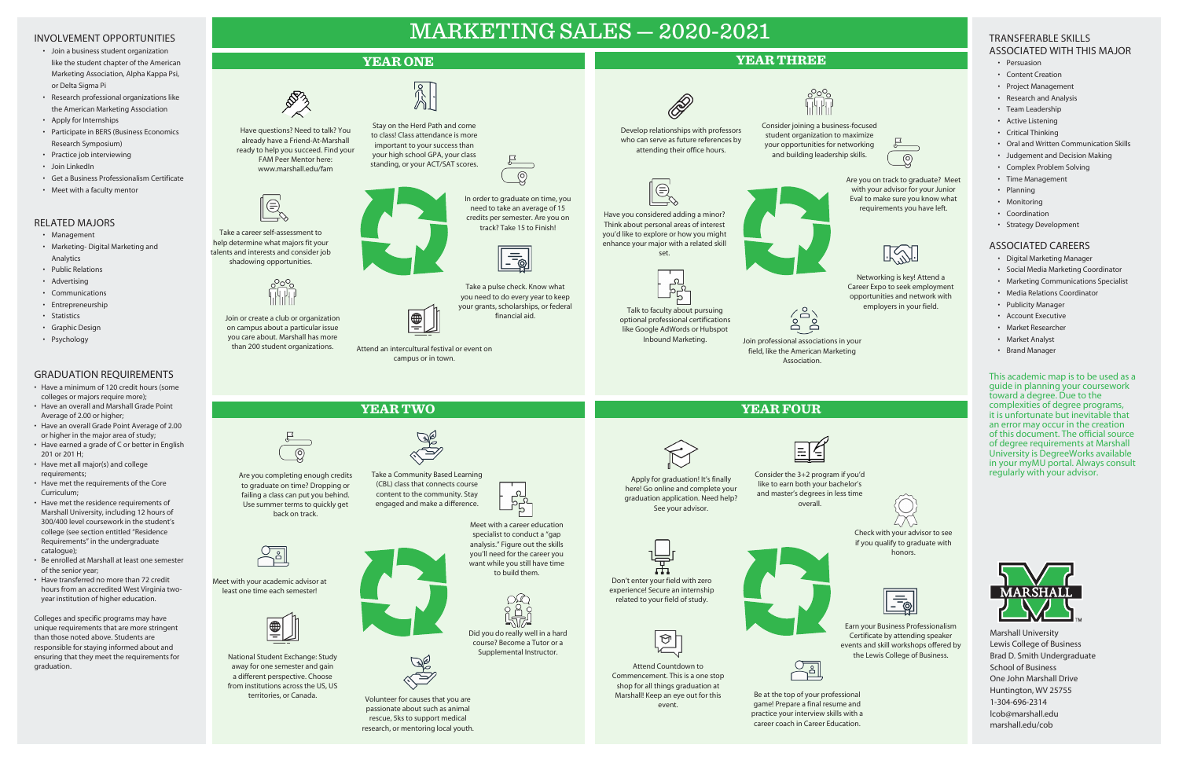# MARKETING SALES — 2020-2021

## INVOLVEMENT OPPORTUNITIES

- Join a business student organization like the student chapter of the American Marketing Association, Alpha Kappa Psi, or Delta Sigma Pi
- Research professional organizations like the American Marketing Association
- Apply for Internships
- Participate in BERS (Business Economics Research Symposium)
- Practice job interviewing
- Join LinkedIn
- Get a Business Professionalism Certificate
- Meet with a faculty mentor

## RELATED MAJORS

- Management
- Marketing- Digital Marketing and Analytics
- Public Relations
- Advertising
- Communications
- Entrepreneurship
- Statistics
- Graphic Design
- Psychology

## GRADUATION REQUIREMENTS

- Have a minimum of 120 credit hours (some colleges or majors require more);
- Have an overall and Marshall Grade Point Average of 2.00 or higher;
- Have an overall Grade Point Average of 2.00 or higher in the major area of study;
- Have earned a grade of C or better in English 201 or 201 H;
- Have met all major(s) and college requirements;
- Have met the requirements of the Core Curriculum;
- Have met the residence requirements of Marshall University, including 12 hours of 300/400 level coursework in the student's college (see section entitled "Residence Requirements" in the undergraduate catalogue);
- Be enrolled at Marshall at least one semester of the senior year;
- Have transferred no more than 72 credit hours from an accredited West Virginia two-year institution of higher education.

Colleges and specific programs may have unique requirements that are more stringent than those noted above. Students are responsible for staying informed about and ensuring that they meet the requirements for graduation.

## YEAR ONE

Have questions? Need to talk? You already have a Friend-At-Marshall ready to help you succeed. Find your FAM Peer Mentor here: www.marshall.edu/fam

Stay on the Herd Path and come to class! Class attendance is more important to your success than your high school GPA, your class standing, or your ACT/SAT scores.

In order to graduate on time, you need to take an average of 15 credits per semester. Are you on track? Take 15 to Finish!

Take a career self-assessment to help determine what majors fit your talents and interests and consider job shadowing opportunities.

Take a pulse check. Know what you need to do every year to keep your grants, scholarships, or federal financial aid.

Join or create a club or organization on campus about a particular issue you care about. Marshall has more than 200 student organizations.

Attend an intercultural festival or event on campus or in town.

## YEAR TWO

Are you completing enough credits to graduate on time? Dropping or failing a class can put you behind. Use summer terms to quickly get back on track.

Take a Community Based Learning (CBL) class that connects course content to the community. Stay engaged and make a difference.

Meet with a career education specialist to conduct a "gap analysis." Figure out the skills you'll need for the career you want while you still have time to build them.

Meet with your academic advisor at least one time each semester!

Did you do really well in a hard course? Become a Tutor or a Supplemental Instructor.

National Student Exchange: Study away for one semester and gain a different perspective. Choose from institutions across the US, US territories, or Canada.

Volunteer for causes that you are passionate about such as animal rescue, 5ks to support medical research, or mentoring local youth.

## YEAR THREE

Develop relationships with professors who can serve as future references by attending their office hours.

Consider joining a business-focused student organization to network your opportunities for networking and building leadership skills.

Are you on track to graduate? Meet with your advisor for your Junior Eval to make sure you know what requirements you have left.

Have you considered adding a minor? Think about personal areas of interest you'd like to explore or how you might enhance your major with a related skill set.

Networking is key! Attend a Career Expo to seek employment opportunities and network with employers in your field.

Talk to faculty about pursuing optional professional certifications like Google AdWords or Hubspot Inbound Marketing.

Join professional associations in your field, like the American Marketing Association.

## YEAR FOUR

Apply for graduation! It's finally here! Go online and complete your graduation application. Need help? See your advisor.

Consider the 3+2 program if you'd like to earn both your bachelor's and master's degrees in less time overall.

Check with your advisor to see if you qualify to graduate with honors.

Don't enter your field with zero experience! Secure an internship related to your field of study.

Earn your Business Professionalism Certificate by attending speaker events and skill workshops offered by the Lewis College of Business.

Attend Countdown to Commencement. This is a one stop shop for all things graduation at Marshall! Keep an eye out for this event.

Be at the top of your professional game! Prepare a final resume and practice your interview skills with a career coach in Career Education.

## TRANSFERABLE SKILLS ASSOCIATED WITH THIS MAJOR

- Persuasion
- Content Creation
- Project Management
- Research and Analysis
- Team Leadership
- Active Listening
- Critical Thinking
- Oral and Written Communication Skills
- Judgement and Decision Making
- Complex Problem Solving
- Time Management
- Planning
- Monitoring
- Coordination
- Strategy Development

## ASSOCIATED CAREERS

- Digital Marketing Manager
- Social Media Marketing Coordinator
- Marketing Communications Specialist
- Media Relations Coordinator
- Publicity Manager
- Account Executive
- Market Researcher
- Market Analyst
- Brand Manager

This academic map is to be used as a guide in planning your coursework toward a degree. Due to the complexities of degree programs, it is unfortunate but inevitable that an error may occur in the creation of this document. The official source of degree requirements at Marshall University is DegreeWorks available in your myMU portal. Always consult regularly with your advisor.

MARSHALL

Marshall University
Lewis College of Business
Brad D. Smith Undergraduate School of Business
One John Marshall Drive
Huntington, WV 25755
1-304-696-2314
lcob@marshall.edu
marshall.edu/cob